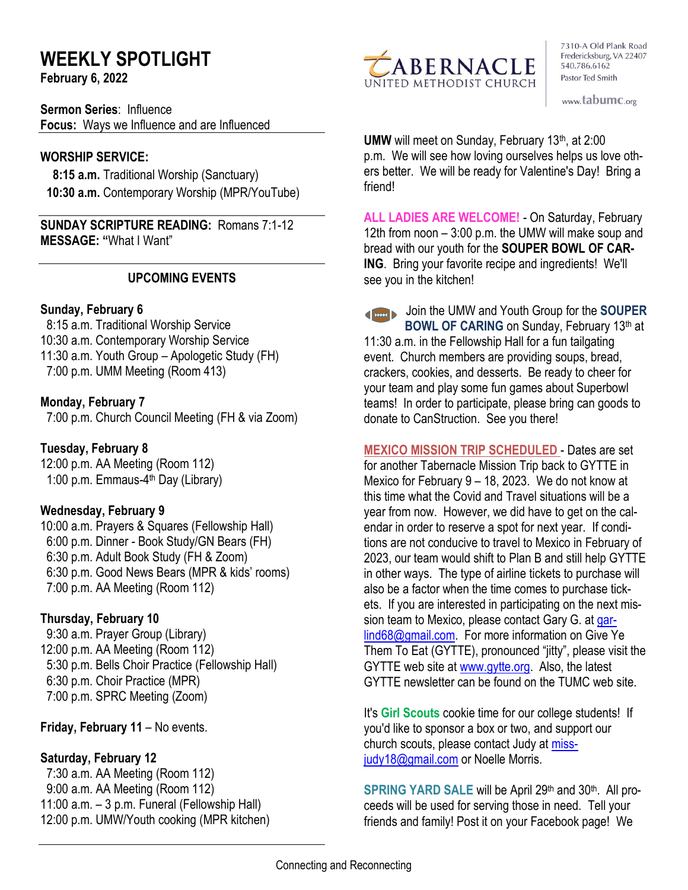# WEEKLY SPOTLIGHT

**February 6, 2022**

TABERNACLE UNITED METHODIST CHURCH

7310-A Old Plank Road
Fredericksburg, VA 22407
540.786.6162
Pastor Ted Smith

www.tabumc.org

**Sermon Series**: Influence
**Focus:** Ways we Influence and are Influenced

**WORSHIP SERVICE:**

**8:15 a.m.** Traditional Worship (Sanctuary)
**10:30 a.m.** Contemporary Worship (MPR/YouTube)

**SUNDAY SCRIPTURE READING:** Romans 7:1-12
**MESSAGE: "**What I Want"

## UPCOMING EVENTS

**Sunday, February 6**
8:15 a.m. Traditional Worship Service
10:30 a.m. Contemporary Worship Service
11:30 a.m. Youth Group – Apologetic Study (FH)
7:00 p.m. UMM Meeting (Room 413)

**Monday, February 7**
7:00 p.m. Church Council Meeting (FH & via Zoom)

**Tuesday, February 8**
12:00 p.m. AA Meeting (Room 112)
1:00 p.m. Emmaus-4th Day (Library)

**Wednesday, February 9**
10:00 a.m. Prayers & Squares (Fellowship Hall)
6:00 p.m. Dinner - Book Study/GN Bears (FH)
6:30 p.m. Adult Book Study (FH & Zoom)
6:30 p.m. Good News Bears (MPR & kids' rooms)
7:00 p.m. AA Meeting (Room 112)

**Thursday, February 10**
9:30 a.m. Prayer Group (Library)
12:00 p.m. AA Meeting (Room 112)
5:30 p.m. Bells Choir Practice (Fellowship Hall)
6:30 p.m. Choir Practice (MPR)
7:00 p.m. SPRC Meeting (Zoom)

**Friday, February 11** – No events.

**Saturday, February 12**
7:30 a.m. AA Meeting (Room 112)
9:00 a.m. AA Meeting (Room 112)
11:00 a.m. – 3 p.m. Funeral (Fellowship Hall)
12:00 p.m. UMW/Youth cooking (MPR kitchen)

**UMW** will meet on Sunday, February 13th, at 2:00 p.m. We will see how loving ourselves helps us love others better. We will be ready for Valentine's Day! Bring a friend!

**ALL LADIES ARE WELCOME!** - On Saturday, February 12th from noon – 3:00 p.m. the UMW will make soup and bread with our youth for the **SOUPER BOWL OF CARING**. Bring your favorite recipe and ingredients! We'll see you in the kitchen!

Join the UMW and Youth Group for the **SOUPER BOWL OF CARING** on Sunday, February 13th at 11:30 a.m. in the Fellowship Hall for a fun tailgating event. Church members are providing soups, bread, crackers, cookies, and desserts. Be ready to cheer for your team and play some fun games about Superbowl teams! In order to participate, please bring can goods to donate to CanStruction. See you there!

**MEXICO MISSION TRIP SCHEDULED** - Dates are set for another Tabernacle Mission Trip back to GYTTE in Mexico for February 9 – 18, 2023. We do not know at this time what the Covid and Travel situations will be a year from now. However, we did have to get on the calendar in order to reserve a spot for next year. If conditions are not conducive to travel to Mexico in February of 2023, our team would shift to Plan B and still help GYTTE in other ways. The type of airline tickets to purchase will also be a factor when the time comes to purchase tickets. If you are interested in participating on the next mission team to Mexico, please contact Gary G. at garlind68@gmail.com. For more information on Give Ye Them To Eat (GYTTE), pronounced "jitty", please visit the GYTTE web site at www.gytte.org. Also, the latest GYTTE newsletter can be found on the TUMC web site.

It's **Girl Scouts** cookie time for our college students! If you'd like to sponsor a box or two, and support our church scouts, please contact Judy at missjudy18@gmail.com or Noelle Morris.

**SPRING YARD SALE** will be April 29th and 30th. All proceeds will be used for serving those in need. Tell your friends and family! Post it on your Facebook page! We

Connecting and Reconnecting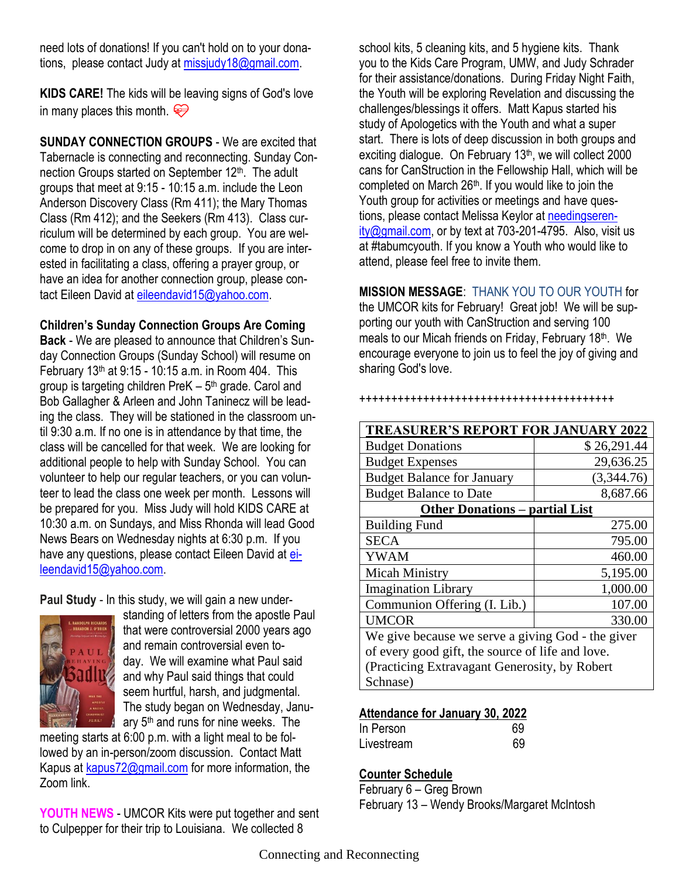need lots of donations! If you can't hold on to your donations, please contact Judy at missjudy18@gmail.com.

**KIDS CARE!** The kids will be leaving signs of God's love in many places this month.

**SUNDAY CONNECTION GROUPS** - We are excited that Tabernacle is connecting and reconnecting. Sunday Connection Groups started on September 12th. The adult groups that meet at 9:15 - 10:15 a.m. include the Leon Anderson Discovery Class (Rm 411); the Mary Thomas Class (Rm 412); and the Seekers (Rm 413). Class curriculum will be determined by each group. You are welcome to drop in on any of these groups. If you are interested in facilitating a class, offering a prayer group, or have an idea for another connection group, please contact Eileen David at eileendavid15@yahoo.com.

**Children's Sunday Connection Groups Are Coming Back** - We are pleased to announce that Children's Sunday Connection Groups (Sunday School) will resume on February 13th at 9:15 - 10:15 a.m. in Room 404. This group is targeting children PreK – 5th grade. Carol and Bob Gallagher & Arleen and John Taninecz will be leading the class. They will be stationed in the classroom until 9:30 a.m. If no one is in attendance by that time, the class will be cancelled for that week. We are looking for additional people to help with Sunday School. You can volunteer to help our regular teachers, or you can volunteer to lead the class one week per month. Lessons will be prepared for you. Miss Judy will hold KIDS CARE at 10:30 a.m. on Sundays, and Miss Rhonda will lead Good News Bears on Wednesday nights at 6:30 p.m. If you have any questions, please contact Eileen David at eileendavid15@yahoo.com.

**Paul Study** - In this study, we will gain a new understanding of letters from the apostle Paul that were controversial 2000 years ago and remain controversial even today. We will examine what Paul said and why Paul said things that could seem hurtful, harsh, and judgmental. The study began on Wednesday, January 5th and runs for nine weeks. The meeting starts at 6:00 p.m. with a light meal to be followed by an in-person/zoom discussion. Contact Matt Kapus at kapus72@gmail.com for more information, the Zoom link.

**YOUTH NEWS** - UMCOR Kits were put together and sent to Culpepper for their trip to Louisiana. We collected 8 school kits, 5 cleaning kits, and 5 hygiene kits. Thank you to the Kids Care Program, UMW, and Judy Schrader for their assistance/donations. During Friday Night Faith, the Youth will be exploring Revelation and discussing the challenges/blessings it offers. Matt Kapus started his study of Apologetics with the Youth and what a super start. There is lots of deep discussion in both groups and exciting dialogue. On February 13th, we will collect 2000 cans for CanStruction in the Fellowship Hall, which will be completed on March 26th. If you would like to join the Youth group for activities or meetings and have questions, please contact Melissa Keylor at needingserenity@gmail.com, or by text at 703-201-4795. Also, visit us at #tabumcyouth. If you know a Youth who would like to attend, please feel free to invite them.

**MISSION MESSAGE**: THANK YOU TO OUR YOUTH for the UMCOR kits for February! Great job! We will be supporting our youth with CanStruction and serving 100 meals to our Micah friends on Friday, February 18th. We encourage everyone to join us to feel the joy of giving and sharing God's love.

++++++++++++++++++++++++++++++++++++++++++

| TREASURER'S REPORT FOR JANUARY 2022 | |
|---|---|
| Budget Donations | $ 26,291.44 |
| Budget Expenses | 29,636.25 |
| Budget Balance for January | (3,344.76) |
| Budget Balance to Date | 8,687.66 |
| **Other Donations – partial List** | |
| Building Fund | 275.00 |
| SECA | 795.00 |
| YWAM | 460.00 |
| Micah Ministry | 5,195.00 |
| Imagination Library | 1,000.00 |
| Communion Offering (I. Lib.) | 107.00 |
| UMCOR | 330.00 |
| We give because we serve a giving God - the giver of every good gift, the source of life and love. (Practicing Extravagant Generosity, by Robert Schnase) | |

**Attendance for January 30, 2022**

In Person 69
Livestream 69

**Counter Schedule**

February 6 – Greg Brown
February 13 – Wendy Brooks/Margaret McIntosh